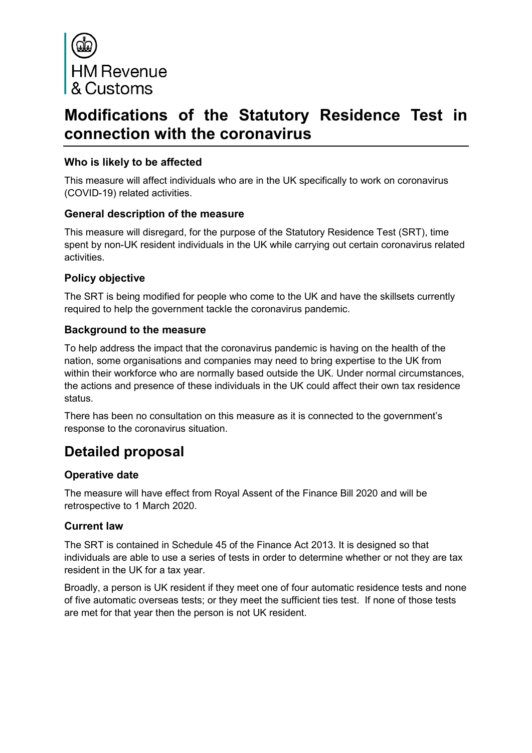HM Revenue & Customs

# Modifications of the Statutory Residence Test in connection with the coronavirus

### Who is likely to be affected

This measure will affect individuals who are in the UK specifically to work on coronavirus (COVID-19) related activities.

### General description of the measure

This measure will disregard, for the purpose of the Statutory Residence Test (SRT), time spent by non-UK resident individuals in the UK while carrying out certain coronavirus related activities.

### Policy objective

The SRT is being modified for people who come to the UK and have the skillsets currently required to help the government tackle the coronavirus pandemic.

### Background to the measure

To help address the impact that the coronavirus pandemic is having on the health of the nation, some organisations and companies may need to bring expertise to the UK from within their workforce who are normally based outside the UK. Under normal circumstances, the actions and presence of these individuals in the UK could affect their own tax residence status.

There has been no consultation on this measure as it is connected to the government's response to the coronavirus situation.

## Detailed proposal

### Operative date

The measure will have effect from Royal Assent of the Finance Bill 2020 and will be retrospective to 1 March 2020.

### Current law

The SRT is contained in Schedule 45 of the Finance Act 2013. It is designed so that individuals are able to use a series of tests in order to determine whether or not they are tax resident in the UK for a tax year.

Broadly, a person is UK resident if they meet one of four automatic residence tests and none of five automatic overseas tests; or they meet the sufficient ties test. If none of those tests are met for that year then the person is not UK resident.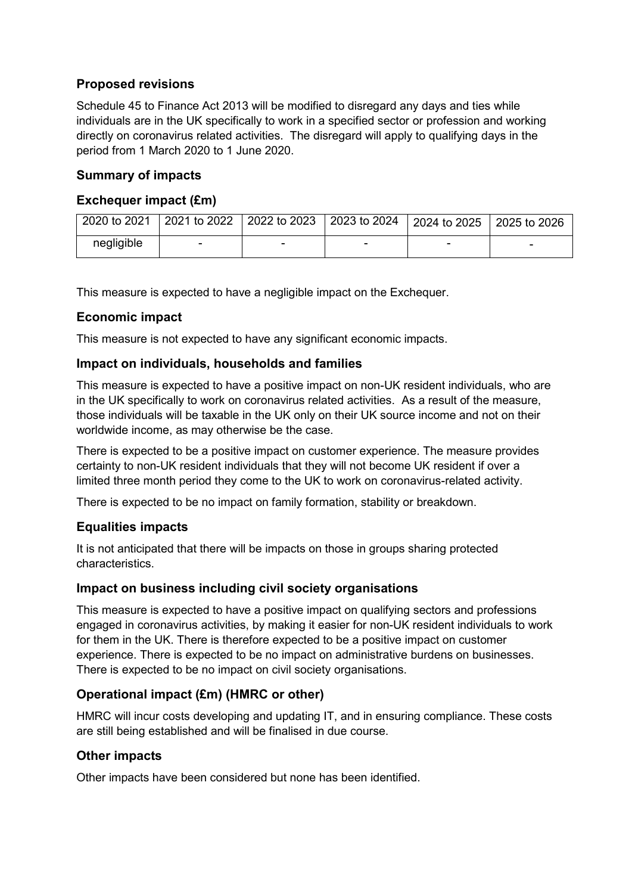## Proposed revisions

Schedule 45 to Finance Act 2013 will be modified to disregard any days and ties while individuals are in the UK specifically to work in a specified sector or profession and working directly on coronavirus related activities. The disregard will apply to qualifying days in the period from 1 March 2020 to 1 June 2020.

## Summary of impacts

### Exchequer impact (£m)

| 2020 to 2021 | 2021 to 2022 | 2022 to 2023 | 2023 to 2024 | 2024 to 2025 | 2025 to 2026 |
|---|---|---|---|---|---|
| negligible | - | - | - | - | - |

This measure is expected to have a negligible impact on the Exchequer.

### Economic impact

This measure is not expected to have any significant economic impacts.

### Impact on individuals, households and families

This measure is expected to have a positive impact on non-UK resident individuals, who are in the UK specifically to work on coronavirus related activities. As a result of the measure, those individuals will be taxable in the UK only on their UK source income and not on their worldwide income, as may otherwise be the case.

There is expected to be a positive impact on customer experience. The measure provides certainty to non-UK resident individuals that they will not become UK resident if over a limited three month period they come to the UK to work on coronavirus-related activity.

There is expected to be no impact on family formation, stability or breakdown.

### Equalities impacts

It is not anticipated that there will be impacts on those in groups sharing protected characteristics.

### Impact on business including civil society organisations

This measure is expected to have a positive impact on qualifying sectors and professions engaged in coronavirus activities, by making it easier for non-UK resident individuals to work for them in the UK. There is therefore expected to be a positive impact on customer experience. There is expected to be no impact on administrative burdens on businesses. There is expected to be no impact on civil society organisations.

### Operational impact (£m) (HMRC or other)

HMRC will incur costs developing and updating IT, and in ensuring compliance. These costs are still being established and will be finalised in due course.

### Other impacts

Other impacts have been considered but none has been identified.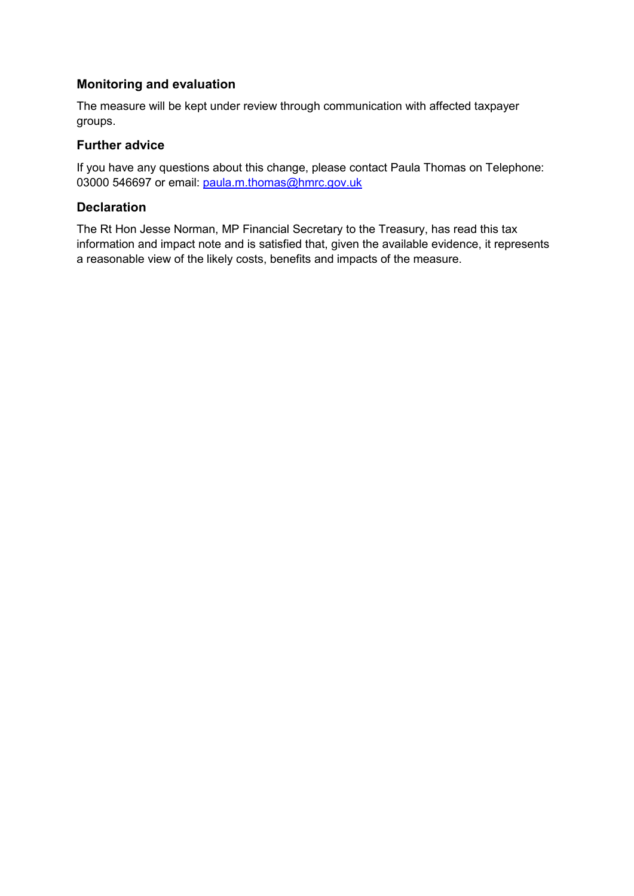### Monitoring and evaluation

The measure will be kept under review through communication with affected taxpayer groups.

### Further advice

If you have any questions about this change, please contact Paula Thomas on Telephone: 03000 546697 or email: [paula.m.thomas@hmrc.gov.uk](mailto:paula.m.thomas@hmrc.gov.uk)

### Declaration

The Rt Hon Jesse Norman, MP Financial Secretary to the Treasury, has read this tax information and impact note and is satisfied that, given the available evidence, it represents a reasonable view of the likely costs, benefits and impacts of the measure.